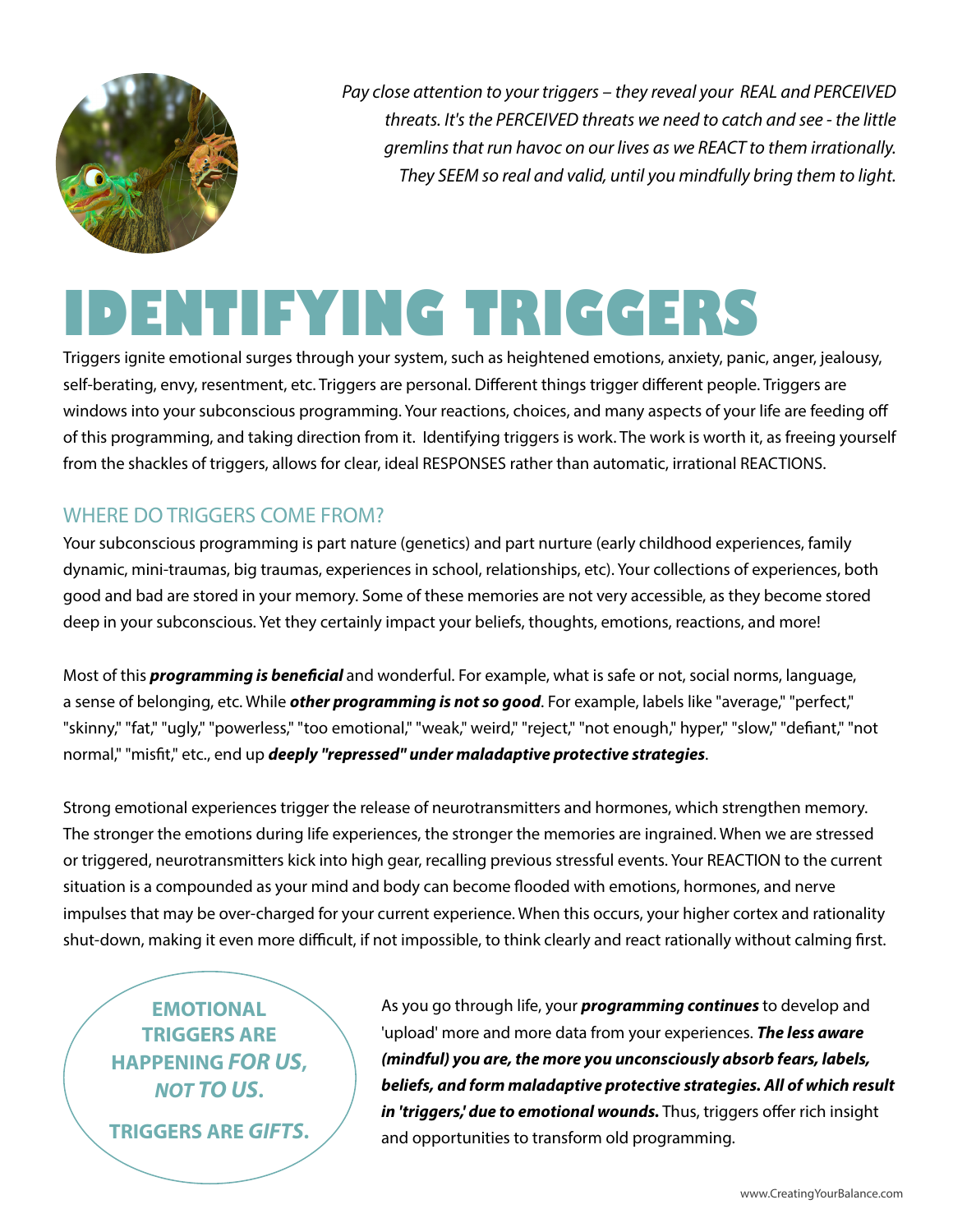*Pay close attention to your triggers – they reveal your REAL and PERCEIVED threats. It's the PERCEIVED threats we need to catch and see - the little gremlins that run havoc on our lives as we REACT to them irrationally. They SEEM so real and valid, until you mindfully bring them to light.*

# IDENTIFYING TRIGGERS

Triggers ignite emotional surges through your system, such as heightened emotions, anxiety, panic, anger, jealousy, self-berating, envy, resentment, etc. Triggers are personal. Different things trigger different people. Triggers are windows into your subconscious programming. Your reactions, choices, and many aspects of your life are feeding off of this programming, and taking direction from it. Identifying triggers is work. The work is worth it, as freeing yourself from the shackles of triggers, allows for clear, ideal RESPONSES rather than automatic, irrational REACTIONS.

## WHERE DO TRIGGERS COME FROM?

Your subconscious programming is part nature (genetics) and part nurture (early childhood experiences, family dynamic, mini-traumas, big traumas, experiences in school, relationships, etc). Your collections of experiences, both good and bad are stored in your memory. Some of these memories are not very accessible, as they become stored deep in your subconscious. Yet they certainly impact your beliefs, thoughts, emotions, reactions, and more!

Most of this ***programming is beneficial*** and wonderful. For example, what is safe or not, social norms, language, a sense of belonging, etc. While ***other programming is not so good***. For example, labels like "average," "perfect," "skinny," "fat," "ugly," "powerless," "too emotional," "weak," weird," "reject," "not enough," hyper," "slow," "defiant," "not normal," "misfit," etc., end up ***deeply "repressed" under maladaptive protective strategies***.

Strong emotional experiences trigger the release of neurotransmitters and hormones, which strengthen memory. The stronger the emotions during life experiences, the stronger the memories are ingrained. When we are stressed or triggered, neurotransmitters kick into high gear, recalling previous stressful events. Your REACTION to the current situation is a compounded as your mind and body can become flooded with emotions, hormones, and nerve impulses that may be over-charged for your current experience. When this occurs, your higher cortex and rationality shut-down, making it even more difficult, if not impossible, to think clearly and react rationally without calming first.

**EMOTIONAL TRIGGERS ARE HAPPENING *FOR US, NOT TO US*.**

**TRIGGERS ARE *GIFTS*.**

As you go through life, your ***programming continues*** to develop and 'upload' more and more data from your experiences. ***The less aware (mindful) you are, the more you unconsciously absorb fears, labels, beliefs, and form maladaptive protective strategies. All of which result in 'triggers,' due to emotional wounds.*** Thus, triggers offer rich insight and opportunities to transform old programming.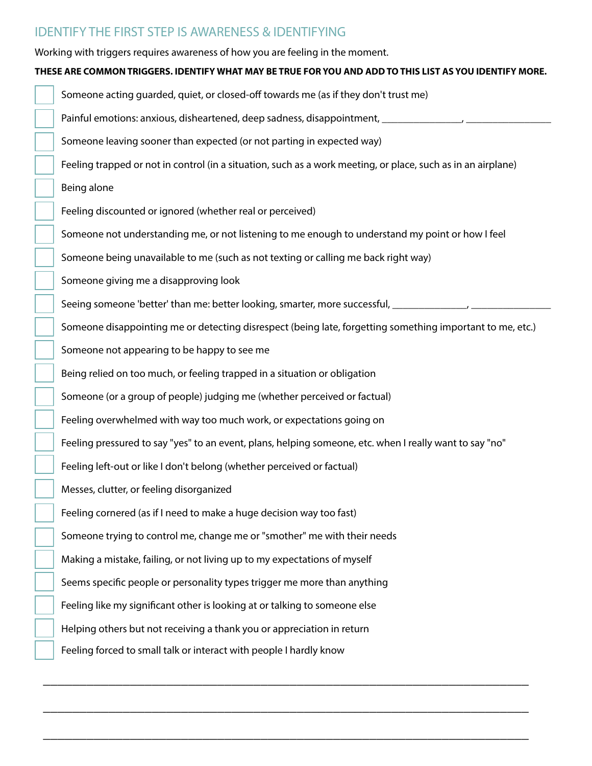## IDENTIFY THE FIRST STEP IS AWARENESS & IDENTIFYING

Working with triggers requires awareness of how you are feeling in the moment.

**THESE ARE COMMON TRIGGERS. IDENTIFY WHAT MAY BE TRUE FOR YOU AND ADD TO THIS LIST AS YOU IDENTIFY MORE.**

- [ ] Someone acting guarded, quiet, or closed-off towards me (as if they don't trust me)
- [ ] Painful emotions: anxious, disheartened, deep sadness, disappointment, _______________, ________________
- [ ] Someone leaving sooner than expected (or not parting in expected way)
- [ ] Feeling trapped or not in control (in a situation, such as a work meeting, or place, such as in an airplane)
- [ ] Being alone
- [ ] Feeling discounted or ignored (whether real or perceived)
- [ ] Someone not understanding me, or not listening to me enough to understand my point or how I feel
- [ ] Someone being unavailable to me (such as not texting or calling me back right way)
- [ ] Someone giving me a disapproving look
- [ ] Seeing someone 'better' than me: better looking, smarter, more successful, ______________, _______________
- [ ] Someone disappointing me or detecting disrespect (being late, forgetting something important to me, etc.)
- [ ] Someone not appearing to be happy to see me
- [ ] Being relied on too much, or feeling trapped in a situation or obligation
- [ ] Someone (or a group of people) judging me (whether perceived or factual)
- [ ] Feeling overwhelmed with way too much work, or expectations going on
- [ ] Feeling pressured to say "yes" to an event, plans, helping someone, etc. when I really want to say "no"
- [ ] Feeling left-out or like I don't belong (whether perceived or factual)
- [ ] Messes, clutter, or feeling disorganized
- [ ] Feeling cornered (as if I need to make a huge decision way too fast)
- [ ] Someone trying to control me, change me or "smother" me with their needs
- [ ] Making a mistake, failing, or not living up to my expectations of myself
- [ ] Seems specific people or personality types trigger me more than anything
- [ ] Feeling like my significant other is looking at or talking to someone else
- [ ] Helping others but not receiving a thank you or appreciation in return
- [ ] Feeling forced to small talk or interact with people I hardly know

_____________________________________________________________________________

_____________________________________________________________________________

_____________________________________________________________________________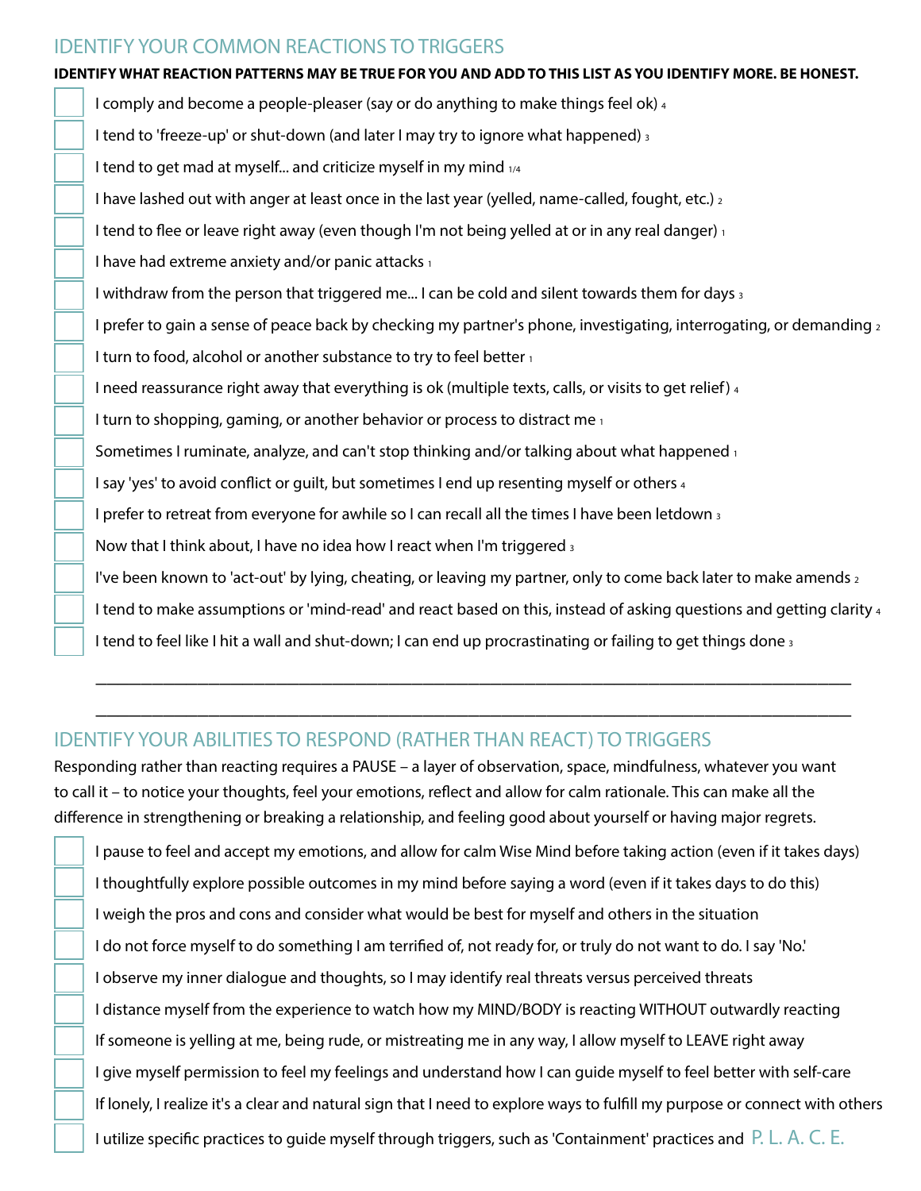## IDENTIFY YOUR COMMON REACTIONS TO TRIGGERS

**IDENTIFY WHAT REACTION PATTERNS MAY BE TRUE FOR YOU AND ADD TO THIS LIST AS YOU IDENTIFY MORE. BE HONEST.**

- [ ] I comply and become a people-pleaser (say or do anything to make things feel ok) 4
- [ ] I tend to 'freeze-up' or shut-down (and later I may try to ignore what happened) 3
- [ ] I tend to get mad at myself... and criticize myself in my mind 1/4
- [ ] I have lashed out with anger at least once in the last year (yelled, name-called, fought, etc.) 2
- [ ] I tend to flee or leave right away (even though I'm not being yelled at or in any real danger) 1
- [ ] I have had extreme anxiety and/or panic attacks 1
- [ ] I withdraw from the person that triggered me... I can be cold and silent towards them for days 3
- [ ] I prefer to gain a sense of peace back by checking my partner's phone, investigating, interrogating, or demanding 2
- [ ] I turn to food, alcohol or another substance to try to feel better 1
- [ ] I need reassurance right away that everything is ok (multiple texts, calls, or visits to get relief) 4
- [ ] I turn to shopping, gaming, or another behavior or process to distract me 1
- [ ] Sometimes I ruminate, analyze, and can't stop thinking and/or talking about what happened 1
- [ ] I say 'yes' to avoid conflict or guilt, but sometimes I end up resenting myself or others 4
- [ ] I prefer to retreat from everyone for awhile so I can recall all the times I have been letdown 3
- [ ] Now that I think about, I have no idea how I react when I'm triggered 3
- [ ] I've been known to 'act-out' by lying, cheating, or leaving my partner, only to come back later to make amends 2
- [ ] I tend to make assumptions or 'mind-read' and react based on this, instead of asking questions and getting clarity 4
- [ ] I tend to feel like I hit a wall and shut-down; I can end up procrastinating or failing to get things done 3

______________________________________________________________________________

______________________________________________________________________________

## IDENTIFY YOUR ABILITIES TO RESPOND (RATHER THAN REACT) TO TRIGGERS

Responding rather than reacting requires a PAUSE – a layer of observation, space, mindfulness, whatever you want to call it – to notice your thoughts, feel your emotions, reflect and allow for calm rationale. This can make all the difference in strengthening or breaking a relationship, and feeling good about yourself or having major regrets.

- [ ] I pause to feel and accept my emotions, and allow for calm Wise Mind before taking action (even if it takes days)
- [ ] I thoughtfully explore possible outcomes in my mind before saying a word (even if it takes days to do this)
- [ ] I weigh the pros and cons and consider what would be best for myself and others in the situation
- [ ] I do not force myself to do something I am terrified of, not ready for, or truly do not want to do. I say 'No.'
- [ ] I observe my inner dialogue and thoughts, so I may identify real threats versus perceived threats
- [ ] I distance myself from the experience to watch how my MIND/BODY is reacting WITHOUT outwardly reacting
- [ ] If someone is yelling at me, being rude, or mistreating me in any way, I allow myself to LEAVE right away
- [ ] I give myself permission to feel my feelings and understand how I can guide myself to feel better with self-care
- [ ] If lonely, I realize it's a clear and natural sign that I need to explore ways to fulfill my purpose or connect with others
- [ ] I utilize specific practices to guide myself through triggers, such as 'Containment' practices and P. L. A. C. E.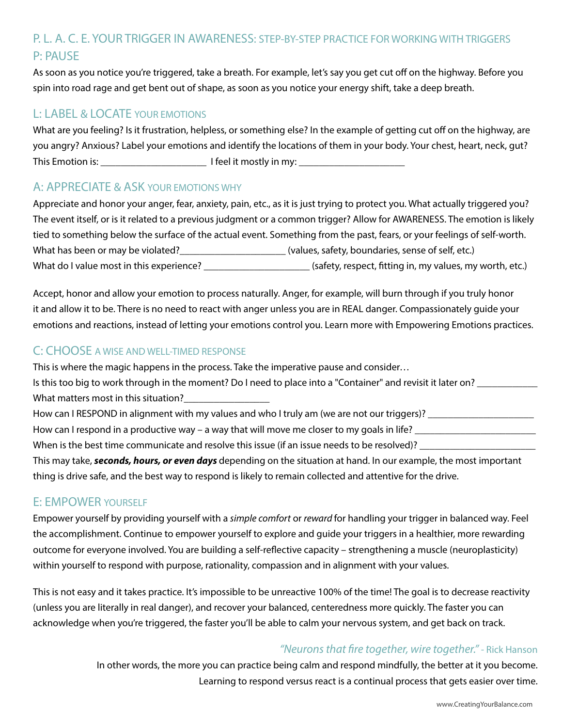## P. L. A. C. E. YOUR TRIGGER IN AWARENESS: STEP-BY-STEP PRACTICE FOR WORKING WITH TRIGGERS

### P: PAUSE

As soon as you notice you're triggered, take a breath. For example, let's say you get cut off on the highway. Before you spin into road rage and get bent out of shape, as soon as you notice your energy shift, take a deep breath.

### L: LABEL & LOCATE YOUR EMOTIONS

What are you feeling? Is it frustration, helpless, or something else? In the example of getting cut off on the highway, are you angry? Anxious? Label your emotions and identify the locations of them in your body. Your chest, heart, neck, gut?

This Emotion is: _____________________ I feel it mostly in my: _____________________

### A: APPRECIATE & ASK YOUR EMOTIONS WHY

Appreciate and honor your anger, fear, anxiety, pain, etc., as it is just trying to protect you. What actually triggered you? The event itself, or is it related to a previous judgment or a common trigger? Allow for AWARENESS. The emotion is likely tied to something below the surface of the actual event. Something from the past, fears, or your feelings of self-worth.

What has been or may be violated?_____________________ (values, safety, boundaries, sense of self, etc.)

What do I value most in this experience? _____________________ (safety, respect, fitting in, my values, my worth, etc.)

Accept, honor and allow your emotion to process naturally. Anger, for example, will burn through if you truly honor it and allow it to be. There is no need to react with anger unless you are in REAL danger. Compassionately guide your emotions and reactions, instead of letting your emotions control you. Learn more with Empowering Emotions practices.

### C: CHOOSE A WISE AND WELL-TIMED RESPONSE

This is where the magic happens in the process. Take the imperative pause and consider…

Is this too big to work through in the moment? Do I need to place into a "Container" and revisit it later on? ____________

What matters most in this situation?_________________

How can I RESPOND in alignment with my values and who I truly am (we are not our triggers)? _____________________

How can I respond in a productive way – a way that will move me closer to my goals in life? ________________________

When is the best time communicate and resolve this issue (if an issue needs to be resolved)? _______________________

This may take, ***seconds, hours, or even days*** depending on the situation at hand. In our example, the most important thing is drive safe, and the best way to respond is likely to remain collected and attentive for the drive.

### E: EMPOWER YOURSELF

Empower yourself by providing yourself with a *simple comfort* or *reward* for handling your trigger in balanced way. Feel the accomplishment. Continue to empower yourself to explore and guide your triggers in a healthier, more rewarding outcome for everyone involved. You are building a self-reflective capacity – strengthening a muscle (neuroplasticity) within yourself to respond with purpose, rationality, compassion and in alignment with your values.

This is not easy and it takes practice. It's impossible to be unreactive 100% of the time! The goal is to decrease reactivity (unless you are literally in real danger), and recover your balanced, centeredness more quickly. The faster you can acknowledge when you're triggered, the faster you'll be able to calm your nervous system, and get back on track.

*"Neurons that fire together, wire together."* - Rick Hanson

In other words, the more you can practice being calm and respond mindfully, the better at it you become. Learning to respond versus react is a continual process that gets easier over time.

www.CreatingYourBalance.com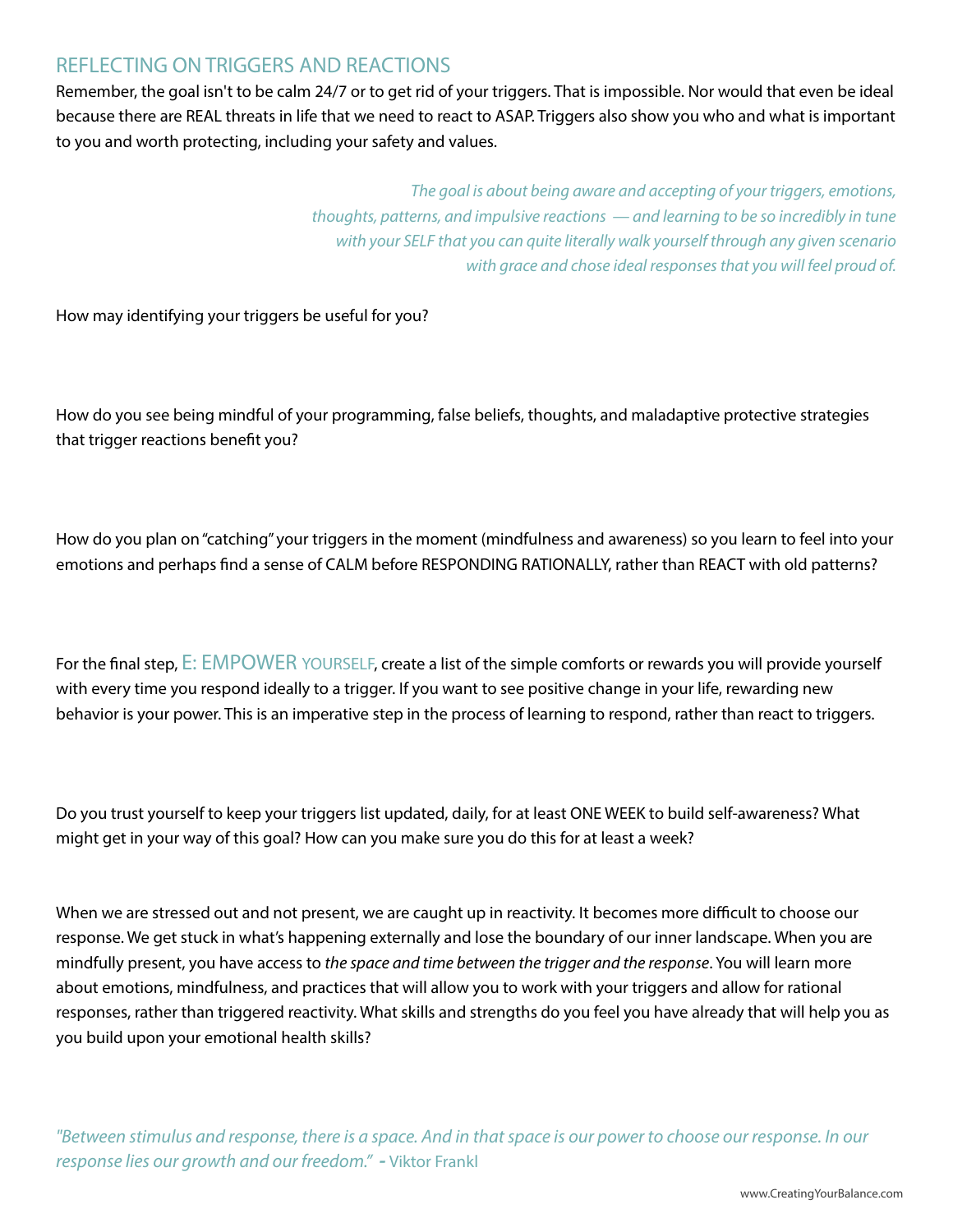## REFLECTING ON TRIGGERS AND REACTIONS

Remember, the goal isn't to be calm 24/7 or to get rid of your triggers. That is impossible. Nor would that even be ideal because there are REAL threats in life that we need to react to ASAP. Triggers also show you who and what is important to you and worth protecting, including your safety and values.

*The goal is about being aware and accepting of your triggers, emotions, thoughts, patterns, and impulsive reactions — and learning to be so incredibly in tune with your SELF that you can quite literally walk yourself through any given scenario with grace and chose ideal responses that you will feel proud of.*

How may identifying your triggers be useful for you?

How do you see being mindful of your programming, false beliefs, thoughts, and maladaptive protective strategies that trigger reactions benefit you?

How do you plan on "catching" your triggers in the moment (mindfulness and awareness) so you learn to feel into your emotions and perhaps find a sense of CALM before RESPONDING RATIONALLY, rather than REACT with old patterns?

For the final step, E: EMPOWER YOURSELF, create a list of the simple comforts or rewards you will provide yourself with every time you respond ideally to a trigger. If you want to see positive change in your life, rewarding new behavior is your power. This is an imperative step in the process of learning to respond, rather than react to triggers.

Do you trust yourself to keep your triggers list updated, daily, for at least ONE WEEK to build self-awareness? What might get in your way of this goal? How can you make sure you do this for at least a week?

When we are stressed out and not present, we are caught up in reactivity. It becomes more difficult to choose our response. We get stuck in what's happening externally and lose the boundary of our inner landscape. When you are mindfully present, you have access to *the space and time between the trigger and the response*. You will learn more about emotions, mindfulness, and practices that will allow you to work with your triggers and allow for rational responses, rather than triggered reactivity. What skills and strengths do you feel you have already that will help you as you build upon your emotional health skills?

*"Between stimulus and response, there is a space. And in that space is our power to choose our response. In our response lies our growth and our freedom."* - Viktor Frankl

www.CreatingYourBalance.com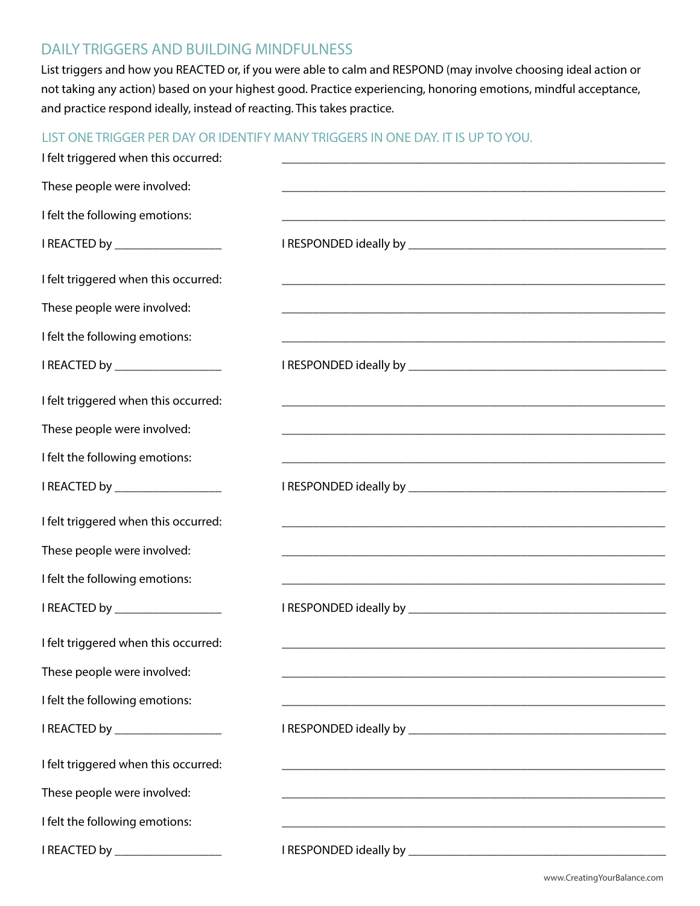## DAILY TRIGGERS AND BUILDING MINDFULNESS

List triggers and how you REACTED or, if you were able to calm and RESPOND (may involve choosing ideal action or not taking any action) based on your highest good. Practice experiencing, honoring emotions, mindful acceptance, and practice respond ideally, instead of reacting. This takes practice.

### LIST ONE TRIGGER PER DAY OR IDENTIFY MANY TRIGGERS IN ONE DAY. IT IS UP TO YOU.

I felt triggered when this occurred: ______________________________________________

These people were involved: ______________________________________________

I felt the following emotions: ______________________________________________

I REACTED by ________________ I RESPONDED ideally by ________________________________

I felt triggered when this occurred: ______________________________________________

These people were involved: ______________________________________________

I felt the following emotions: ______________________________________________

I REACTED by ________________ I RESPONDED ideally by ________________________________

I felt triggered when this occurred: ______________________________________________

These people were involved: ______________________________________________

I felt the following emotions: ______________________________________________

I REACTED by ________________ I RESPONDED ideally by ________________________________

I felt triggered when this occurred: ______________________________________________

These people were involved: ______________________________________________

I felt the following emotions: ______________________________________________

I REACTED by ________________ I RESPONDED ideally by ________________________________

I felt triggered when this occurred: ______________________________________________

These people were involved: ______________________________________________

I felt the following emotions: ______________________________________________

I REACTED by ________________ I RESPONDED ideally by ________________________________

I felt triggered when this occurred: ______________________________________________

These people were involved: ______________________________________________

I felt the following emotions: ______________________________________________

I REACTED by ________________ I RESPONDED ideally by ________________________________